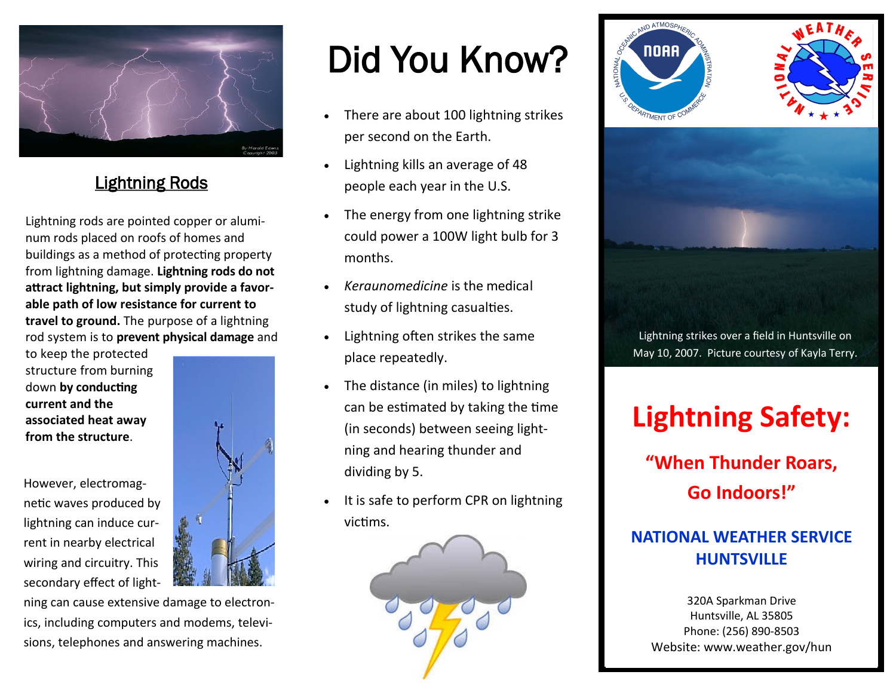## Lightning Rods

Lightning rods are pointed copper or aluminum rods placed on roofs of homes and buildings as a method of protecting property from lightning damage. **Lightning rods do not attract lightning, but simply provide a favorable path of low resistance for current to travel to ground.** The purpose of a lightning rod system is to **prevent physical damage** and to keep the protected structure from burning down **by conducting current and the associated heat away from the structure**.

However, electromagnetic waves produced by lightning can induce current in nearby electrical wiring and circuitry. This secondary effect of lightning can cause extensive damage to electronics, including computers and modems, televisions, telephones and answering machines.

# Did You Know?

- There are about 100 lightning strikes per second on the Earth.
- Lightning kills an average of 48 people each year in the U.S.
- The energy from one lightning strike could power a 100W light bulb for 3 months.
- *Keraunomedicine* is the medical study of lightning casualties.
- Lightning often strikes the same place repeatedly.
- The distance (in miles) to lightning can be estimated by taking the time (in seconds) between seeing lightning and hearing thunder and dividing by 5.
- It is safe to perform CPR on lightning victims.

Lightning strikes over a field in Huntsville on May 10, 2007. Picture courtesy of Kayla Terry.

# Lightning Safety:

## "When Thunder Roars, Go Indoors!"

### NATIONAL WEATHER SERVICE HUNTSVILLE

320A Sparkman Drive
Huntsville, AL 35805
Phone: (256) 890-8503
Website: www.weather.gov/hun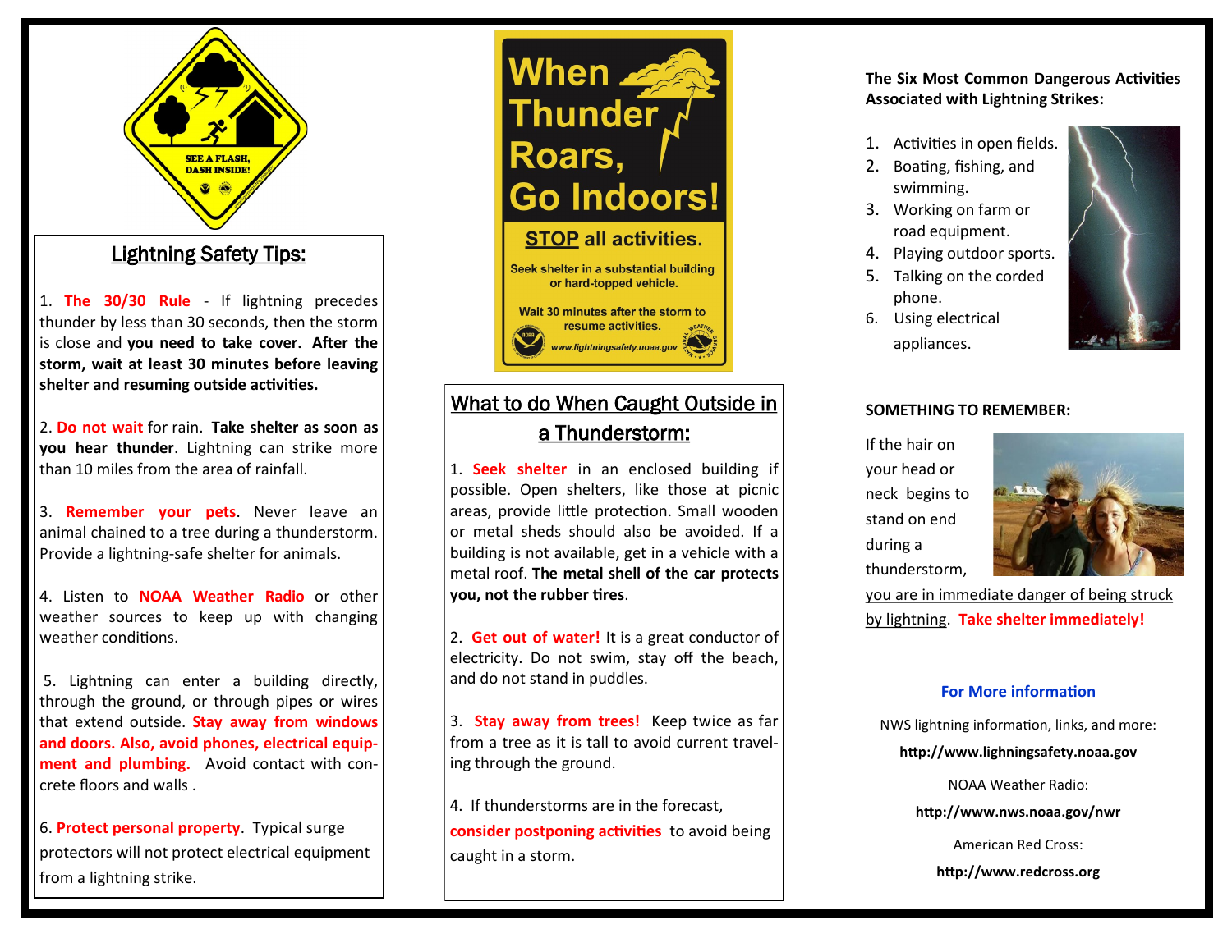## Lightning Safety Tips:

1. **The 30/30 Rule** - If lightning precedes thunder by less than 30 seconds, then the storm is close and **you need to take cover. After the storm, wait at least 30 minutes before leaving shelter and resuming outside activities.**

2. **Do not wait** for rain. **Take shelter as soon as you hear thunder**. Lightning can strike more than 10 miles from the area of rainfall.

3. **Remember your pets**. Never leave an animal chained to a tree during a thunderstorm. Provide a lightning-safe shelter for animals.

4. Listen to **NOAA Weather Radio** or other weather sources to keep up with changing weather conditions.

5. Lightning can enter a building directly, through the ground, or through pipes or wires that extend outside. **Stay away from windows and doors. Also, avoid phones, electrical equipment and plumbing.** Avoid contact with concrete floors and walls .

6. **Protect personal property**. Typical surge protectors will not protect electrical equipment from a lightning strike.

## When Thunder Roars, Go Indoors!

**STOP all activities.**

Seek shelter in a substantial building or hard-topped vehicle.

Wait 30 minutes after the storm to resume activities.

www.lightningsafety.noaa.gov

## What to do When Caught Outside in a Thunderstorm:

1. **Seek shelter** in an enclosed building if possible. Open shelters, like those at picnic areas, provide little protection. Small wooden or metal sheds should also be avoided. If a building is not available, get in a vehicle with a metal roof. **The metal shell of the car protects you, not the rubber tires**.

2. **Get out of water!** It is a great conductor of electricity. Do not swim, stay off the beach, and do not stand in puddles.

3. **Stay away from trees!** Keep twice as far from a tree as it is tall to avoid current traveling through the ground.

4. If thunderstorms are in the forecast, **consider postponing activities** to avoid being caught in a storm.

**The Six Most Common Dangerous Activities Associated with Lightning Strikes:**

1. Activities in open fields.
2. Boating, fishing, and swimming.
3. Working on farm or road equipment.
4. Playing outdoor sports.
5. Talking on the corded phone.
6. Using electrical appliances.

**SOMETHING TO REMEMBER:**

If the hair on your head or neck begins to stand on end during a thunderstorm, you are in immediate danger of being struck by lightning. **Take shelter immediately!**

**For More information**

NWS lightning information, links, and more:

**http://www.lighningsafety.noaa.gov**

NOAA Weather Radio:

**http://www.nws.noaa.gov/nwr**

American Red Cross:

**http://www.redcross.org**